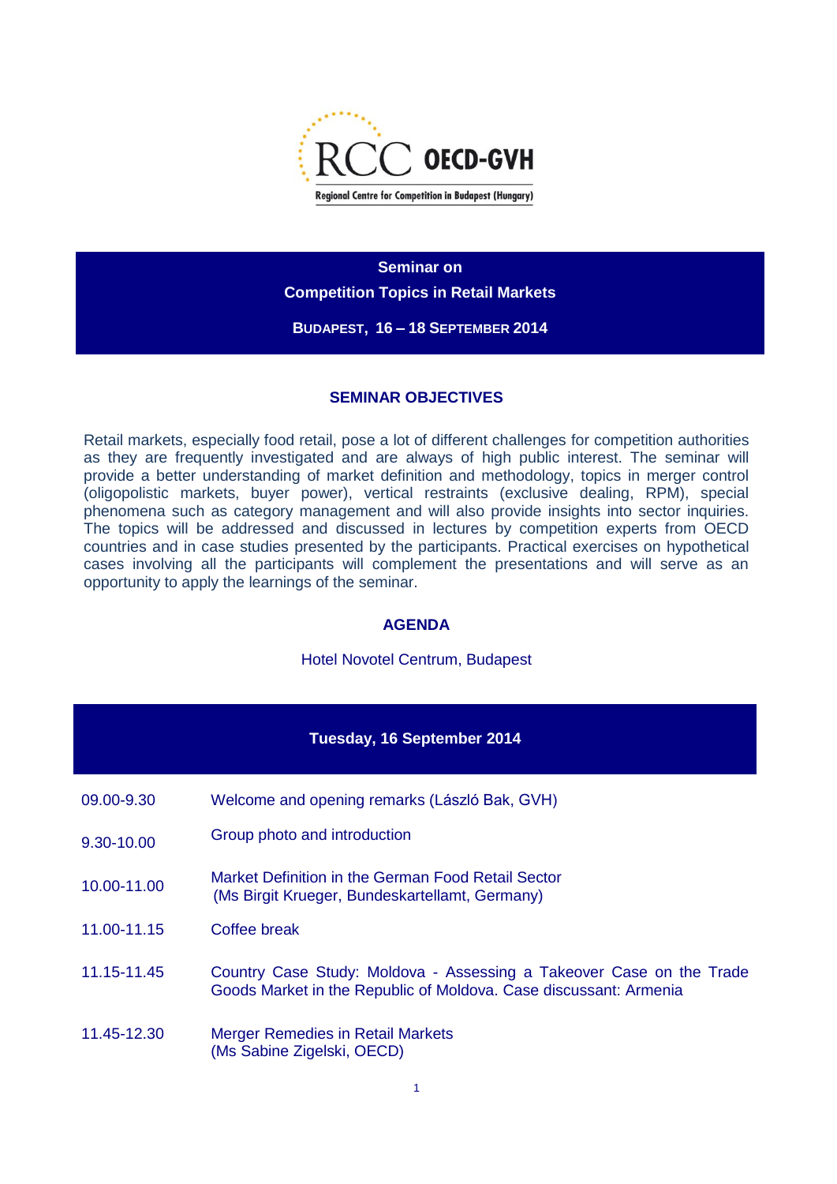RCC OECD-GVH

Regional Centre for Competition in Budapest (Hungary)

# Seminar on Competition Topics in Retail Markets

**BUDAPEST, 16 – 18 SEPTEMBER 2014**

## SEMINAR OBJECTIVES

Retail markets, especially food retail, pose a lot of different challenges for competition authorities as they are frequently investigated and are always of high public interest. The seminar will provide a better understanding of market definition and methodology, topics in merger control (oligopolistic markets, buyer power), vertical restraints (exclusive dealing, RPM), special phenomena such as category management and will also provide insights into sector inquiries. The topics will be addressed and discussed in lectures by competition experts from OECD countries and in case studies presented by the participants. Practical exercises on hypothetical cases involving all the participants will complement the presentations and will serve as an opportunity to apply the learnings of the seminar.

## AGENDA

Hotel Novotel Centrum, Budapest

### Tuesday, 16 September 2014

| | |
|---|---|
| 09.00-9.30 | Welcome and opening remarks (László Bak, GVH) |
| 9.30-10.00 | Group photo and introduction |
| 10.00-11.00 | Market Definition in the German Food Retail Sector (Ms Birgit Krueger, Bundeskartellamt, Germany) |
| 11.00-11.15 | Coffee break |
| 11.15-11.45 | Country Case Study: Moldova - Assessing a Takeover Case on the Trade Goods Market in the Republic of Moldova. Case discussant: Armenia |
| 11.45-12.30 | Merger Remedies in Retail Markets (Ms Sabine Zigelski, OECD) |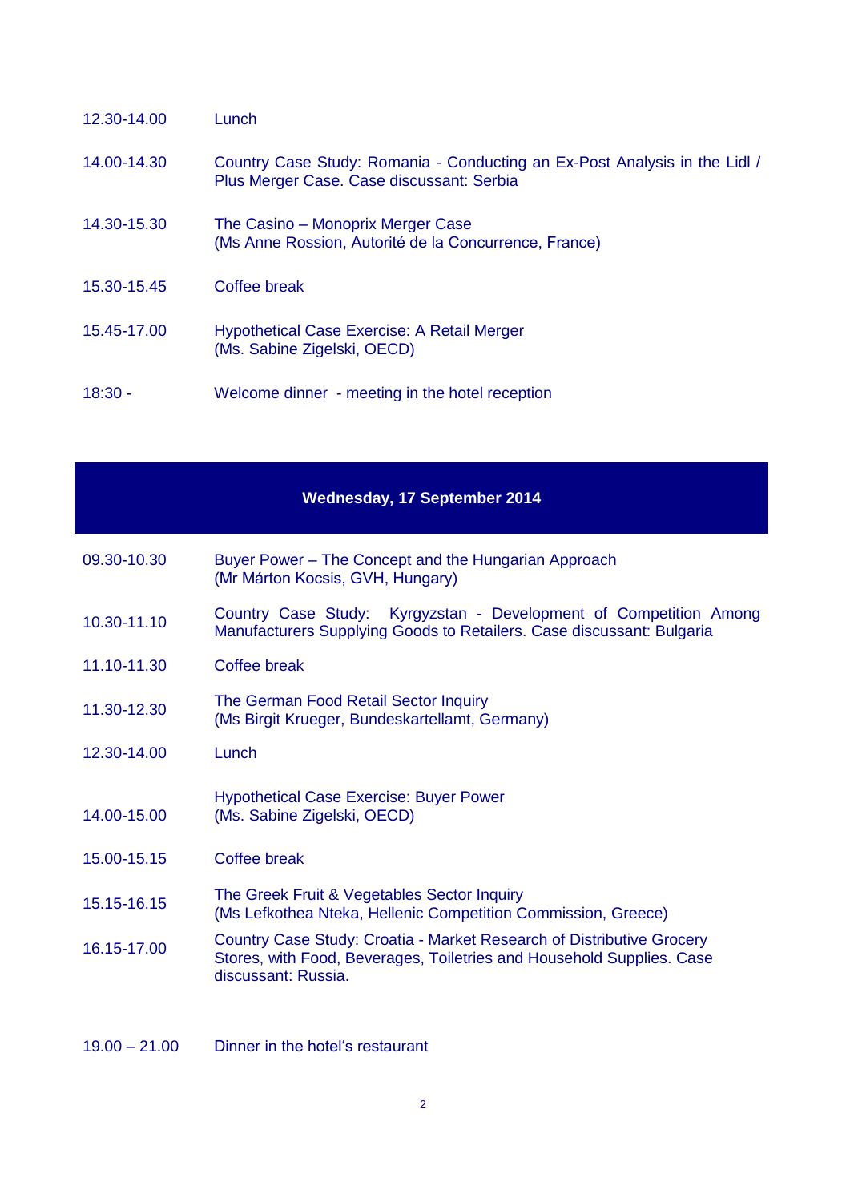| | |
|---|---|
| 12.30-14.00 | Lunch |
| 14.00-14.30 | Country Case Study: Romania - Conducting an Ex-Post Analysis in the Lidl / Plus Merger Case. Case discussant: Serbia |
| 14.30-15.30 | The Casino – Monoprix Merger Case (Ms Anne Rossion, Autorité de la Concurrence, France) |
| 15.30-15.45 | Coffee break |
| 15.45-17.00 | Hypothetical Case Exercise: A Retail Merger (Ms. Sabine Zigelski, OECD) |
| 18:30 - | Welcome dinner - meeting in the hotel reception |

## Wednesday, 17 September 2014

| | |
|---|---|
| 09.30-10.30 | Buyer Power – The Concept and the Hungarian Approach (Mr Márton Kocsis, GVH, Hungary) |
| 10.30-11.10 | Country Case Study: Kyrgyzstan - Development of Competition Among Manufacturers Supplying Goods to Retailers. Case discussant: Bulgaria |
| 11.10-11.30 | Coffee break |
| 11.30-12.30 | The German Food Retail Sector Inquiry (Ms Birgit Krueger, Bundeskartellamt, Germany) |
| 12.30-14.00 | Lunch |
| 14.00-15.00 | Hypothetical Case Exercise: Buyer Power (Ms. Sabine Zigelski, OECD) |
| 15.00-15.15 | Coffee break |
| 15.15-16.15 | The Greek Fruit & Vegetables Sector Inquiry (Ms Lefkothea Nteka, Hellenic Competition Commission, Greece) |
| 16.15-17.00 | Country Case Study: Croatia - Market Research of Distributive Grocery Stores, with Food, Beverages, Toiletries and Household Supplies. Case discussant: Russia. |
| 19.00 – 21.00 | Dinner in the hotel's restaurant |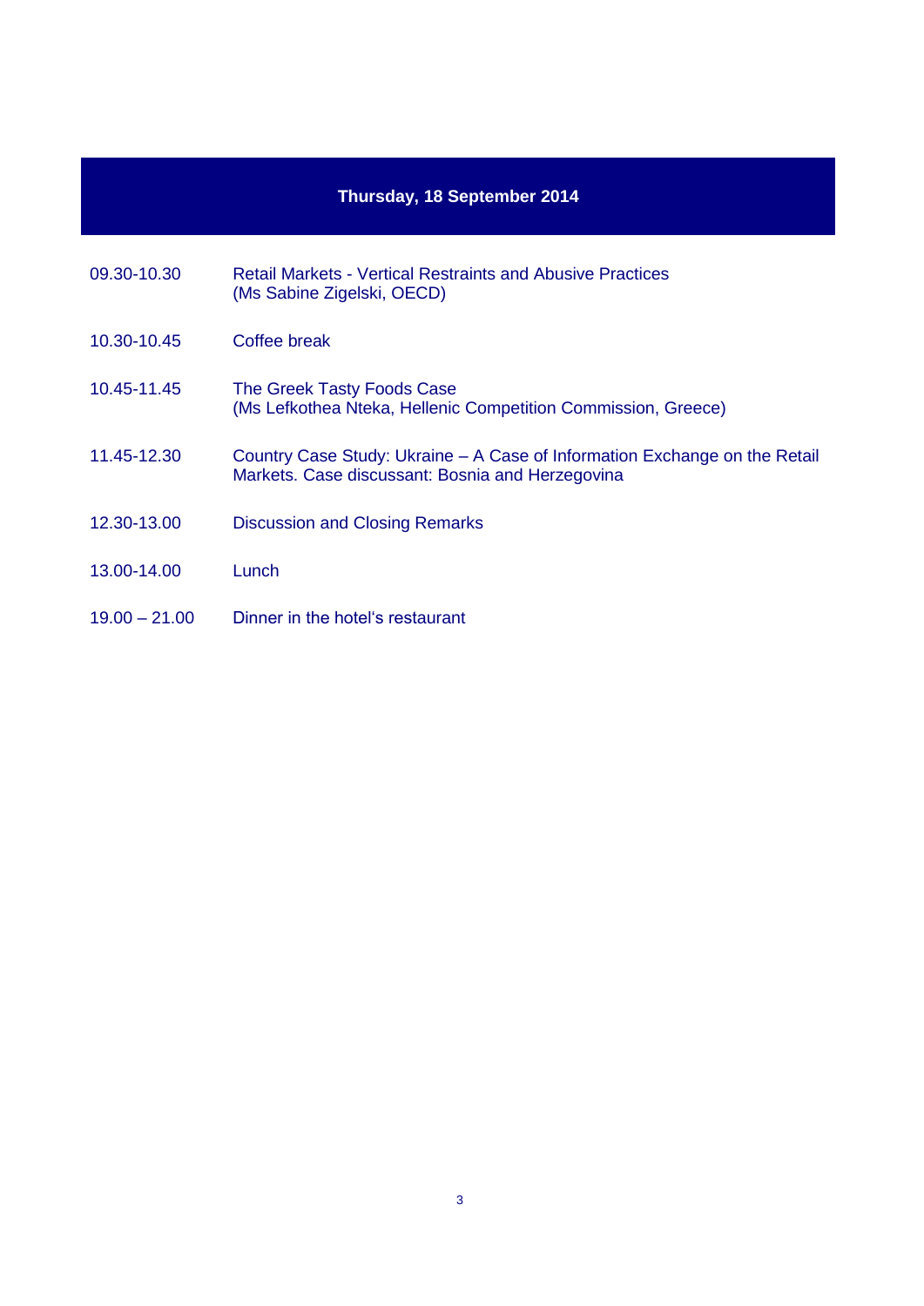## Thursday, 18 September 2014

| | |
|---|---|
| 09.30-10.30 | Retail Markets - Vertical Restraints and Abusive Practices (Ms Sabine Zigelski, OECD) |
| 10.30-10.45 | Coffee break |
| 10.45-11.45 | The Greek Tasty Foods Case (Ms Lefkothea Nteka, Hellenic Competition Commission, Greece) |
| 11.45-12.30 | Country Case Study: Ukraine – A Case of Information Exchange on the Retail Markets. Case discussant: Bosnia and Herzegovina |
| 12.30-13.00 | Discussion and Closing Remarks |
| 13.00-14.00 | Lunch |
| 19.00 – 21.00 | Dinner in the hotel's restaurant |